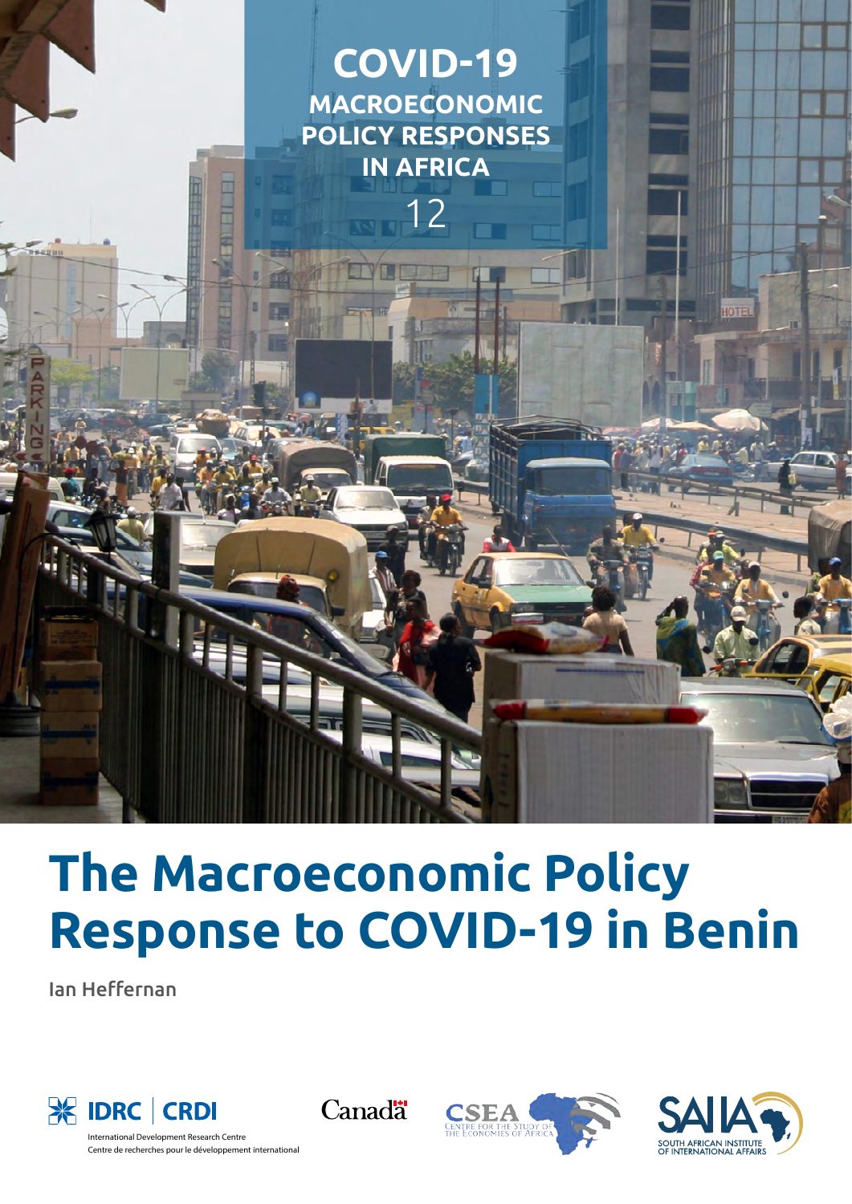COVID-19 MACROECONOMIC POLICY RESPONSES IN AFRICA

12

# The Macroeconomic Policy Response to COVID-19 in Benin

Ian Heffernan

IDRC | CRDI

International Development Research Centre
Centre de recherches pour le développement international

Canada

CSEA Centre for the Study of the Economies of Africa

SAIIA South African Institute of International Affairs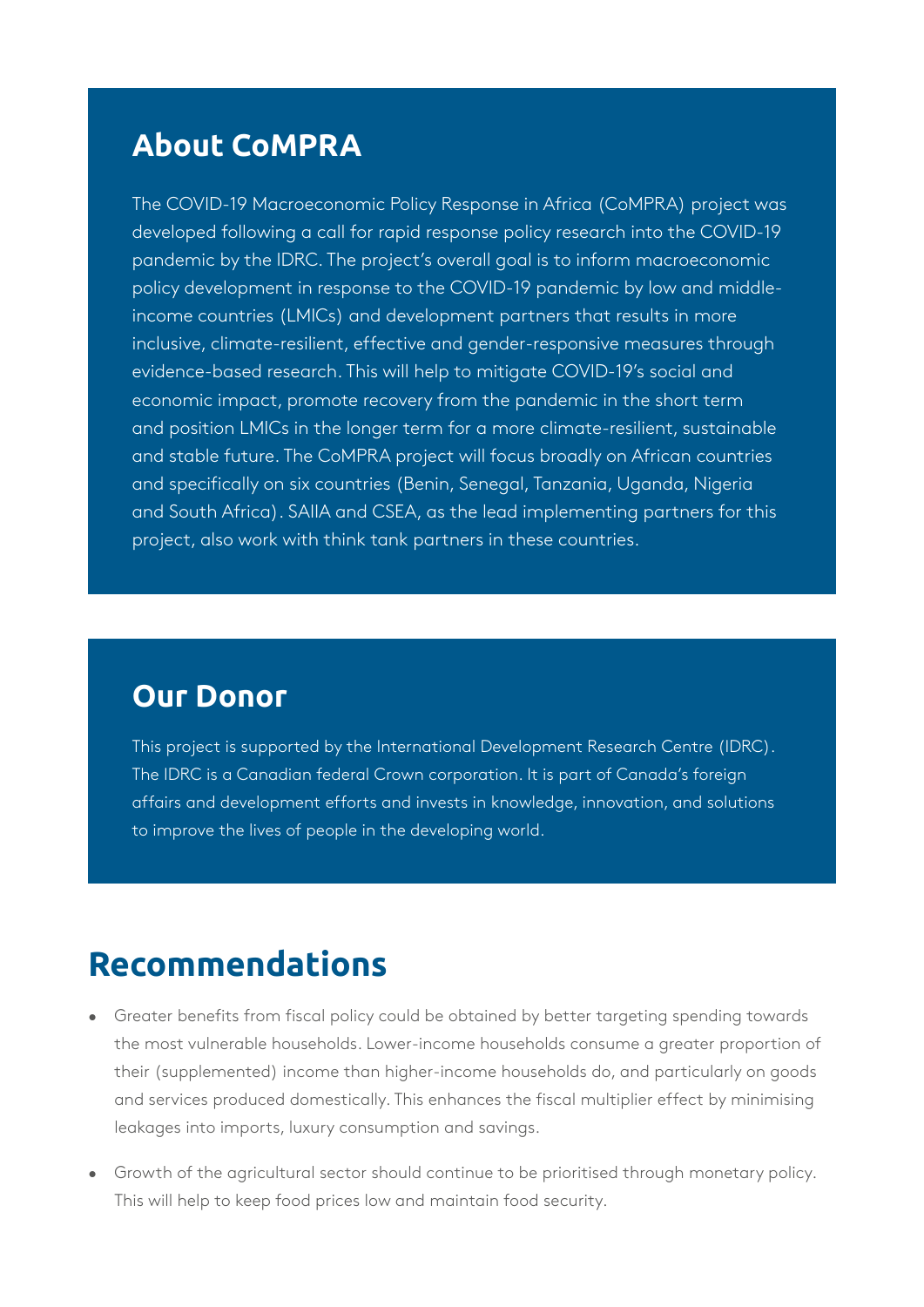## About CoMPRA

The COVID-19 Macroeconomic Policy Response in Africa (CoMPRA) project was developed following a call for rapid response policy research into the COVID-19 pandemic by the IDRC. The project's overall goal is to inform macroeconomic policy development in response to the COVID-19 pandemic by low and middle-income countries (LMICs) and development partners that results in more inclusive, climate-resilient, effective and gender-responsive measures through evidence-based research. This will help to mitigate COVID-19's social and economic impact, promote recovery from the pandemic in the short term and position LMICs in the longer term for a more climate-resilient, sustainable and stable future. The CoMPRA project will focus broadly on African countries and specifically on six countries (Benin, Senegal, Tanzania, Uganda, Nigeria and South Africa). SAIIA and CSEA, as the lead implementing partners for this project, also work with think tank partners in these countries.

## Our Donor

This project is supported by the International Development Research Centre (IDRC). The IDRC is a Canadian federal Crown corporation. It is part of Canada's foreign affairs and development efforts and invests in knowledge, innovation, and solutions to improve the lives of people in the developing world.

# Recommendations

- Greater benefits from fiscal policy could be obtained by better targeting spending towards the most vulnerable households. Lower-income households consume a greater proportion of their (supplemented) income than higher-income households do, and particularly on goods and services produced domestically. This enhances the fiscal multiplier effect by minimising leakages into imports, luxury consumption and savings.
- Growth of the agricultural sector should continue to be prioritised through monetary policy. This will help to keep food prices low and maintain food security.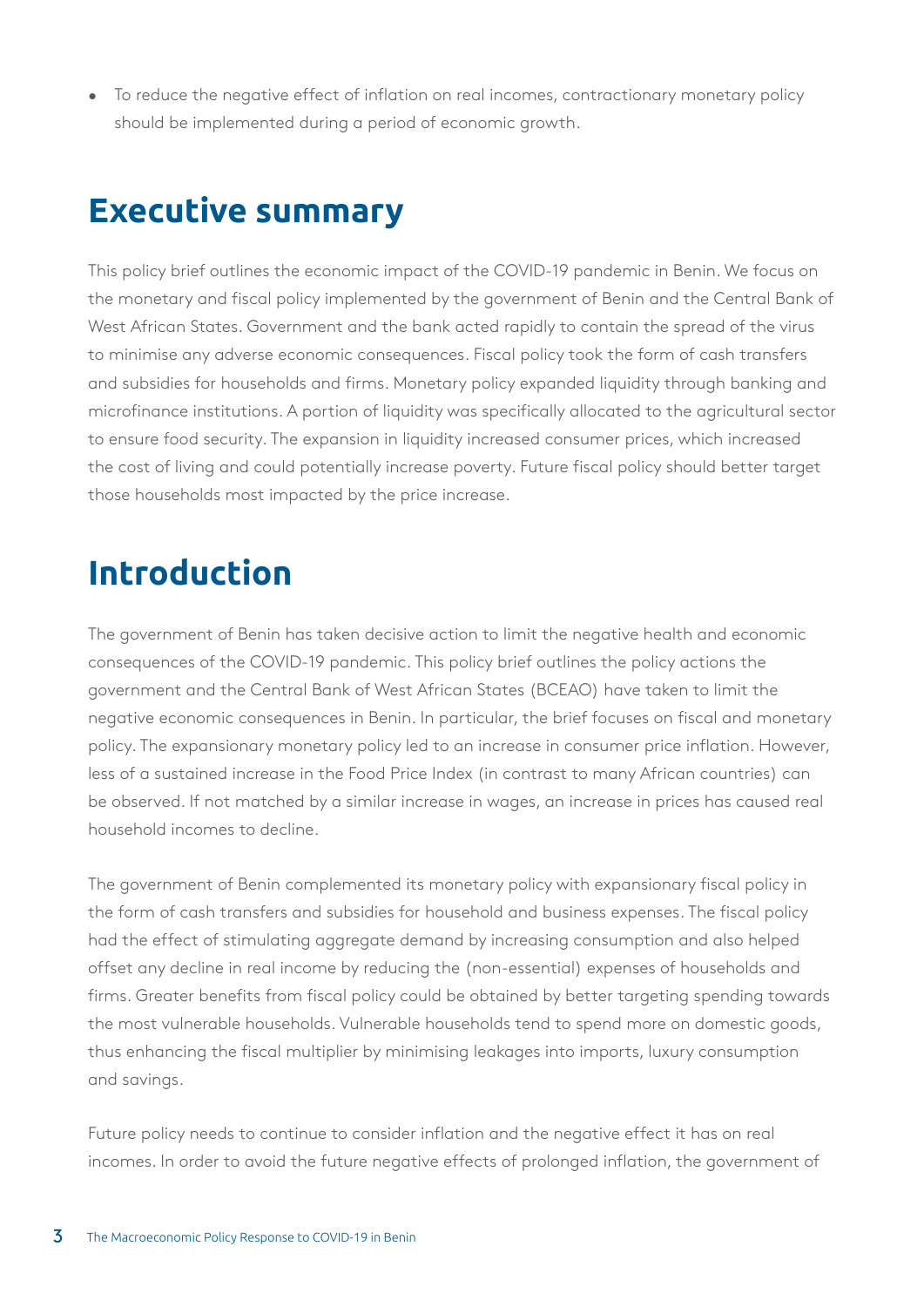- To reduce the negative effect of inflation on real incomes, contractionary monetary policy should be implemented during a period of economic growth.

# Executive summary

This policy brief outlines the economic impact of the COVID-19 pandemic in Benin. We focus on the monetary and fiscal policy implemented by the government of Benin and the Central Bank of West African States. Government and the bank acted rapidly to contain the spread of the virus to minimise any adverse economic consequences. Fiscal policy took the form of cash transfers and subsidies for households and firms. Monetary policy expanded liquidity through banking and microfinance institutions. A portion of liquidity was specifically allocated to the agricultural sector to ensure food security. The expansion in liquidity increased consumer prices, which increased the cost of living and could potentially increase poverty. Future fiscal policy should better target those households most impacted by the price increase.

# Introduction

The government of Benin has taken decisive action to limit the negative health and economic consequences of the COVID-19 pandemic. This policy brief outlines the policy actions the government and the Central Bank of West African States (BCEAO) have taken to limit the negative economic consequences in Benin. In particular, the brief focuses on fiscal and monetary policy. The expansionary monetary policy led to an increase in consumer price inflation. However, less of a sustained increase in the Food Price Index (in contrast to many African countries) can be observed. If not matched by a similar increase in wages, an increase in prices has caused real household incomes to decline.

The government of Benin complemented its monetary policy with expansionary fiscal policy in the form of cash transfers and subsidies for household and business expenses. The fiscal policy had the effect of stimulating aggregate demand by increasing consumption and also helped offset any decline in real income by reducing the (non-essential) expenses of households and firms. Greater benefits from fiscal policy could be obtained by better targeting spending towards the most vulnerable households. Vulnerable households tend to spend more on domestic goods, thus enhancing the fiscal multiplier by minimising leakages into imports, luxury consumption and savings.

Future policy needs to continue to consider inflation and the negative effect it has on real incomes. In order to avoid the future negative effects of prolonged inflation, the government of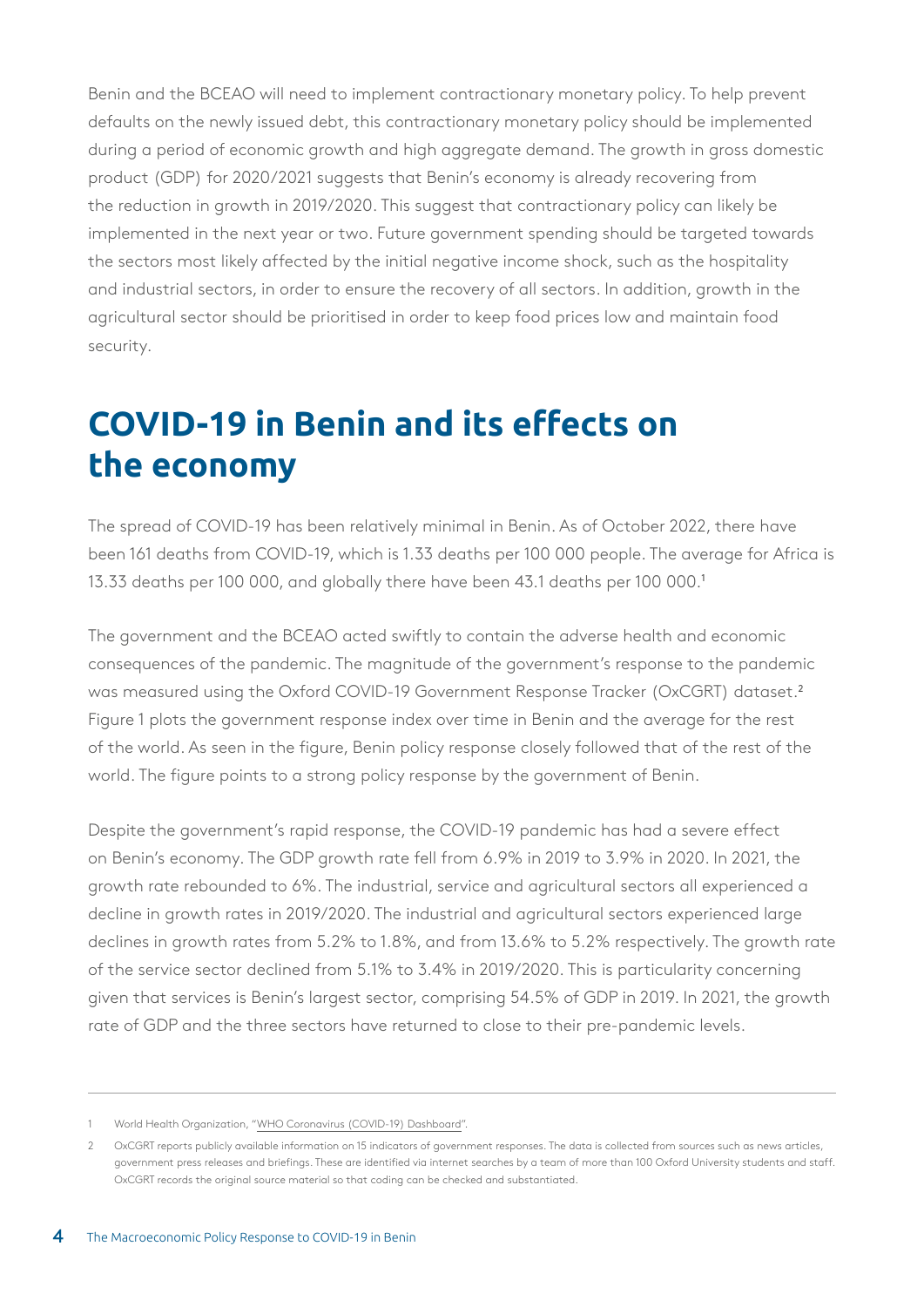Benin and the BCEAO will need to implement contractionary monetary policy. To help prevent defaults on the newly issued debt, this contractionary monetary policy should be implemented during a period of economic growth and high aggregate demand. The growth in gross domestic product (GDP) for 2020/2021 suggests that Benin's economy is already recovering from the reduction in growth in 2019/2020. This suggest that contractionary policy can likely be implemented in the next year or two. Future government spending should be targeted towards the sectors most likely affected by the initial negative income shock, such as the hospitality and industrial sectors, in order to ensure the recovery of all sectors. In addition, growth in the agricultural sector should be prioritised in order to keep food prices low and maintain food security.

## COVID-19 in Benin and its effects on the economy

The spread of COVID-19 has been relatively minimal in Benin. As of October 2022, there have been 161 deaths from COVID-19, which is 1.33 deaths per 100 000 people. The average for Africa is 13.33 deaths per 100 000, and globally there have been 43.1 deaths per 100 000.[1]

The government and the BCEAO acted swiftly to contain the adverse health and economic consequences of the pandemic. The magnitude of the government's response to the pandemic was measured using the Oxford COVID-19 Government Response Tracker (OxCGRT) dataset.[2] Figure 1 plots the government response index over time in Benin and the average for the rest of the world. As seen in the figure, Benin policy response closely followed that of the rest of the world. The figure points to a strong policy response by the government of Benin.

Despite the government's rapid response, the COVID-19 pandemic has had a severe effect on Benin's economy. The GDP growth rate fell from 6.9% in 2019 to 3.9% in 2020. In 2021, the growth rate rebounded to 6%. The industrial, service and agricultural sectors all experienced a decline in growth rates in 2019/2020. The industrial and agricultural sectors experienced large declines in growth rates from 5.2% to 1.8%, and from 13.6% to 5.2% respectively. The growth rate of the service sector declined from 5.1% to 3.4% in 2019/2020. This is particularity concerning given that services is Benin's largest sector, comprising 54.5% of GDP in 2019. In 2021, the growth rate of GDP and the three sectors have returned to close to their pre-pandemic levels.

---

1 World Health Organization, "WHO Coronavirus (COVID-19) Dashboard".

2 OxCGRT reports publicly available information on 15 indicators of government responses. The data is collected from sources such as news articles, government press releases and briefings. These are identified via internet searches by a team of more than 100 Oxford University students and staff. OxCGRT records the original source material so that coding can be checked and substantiated.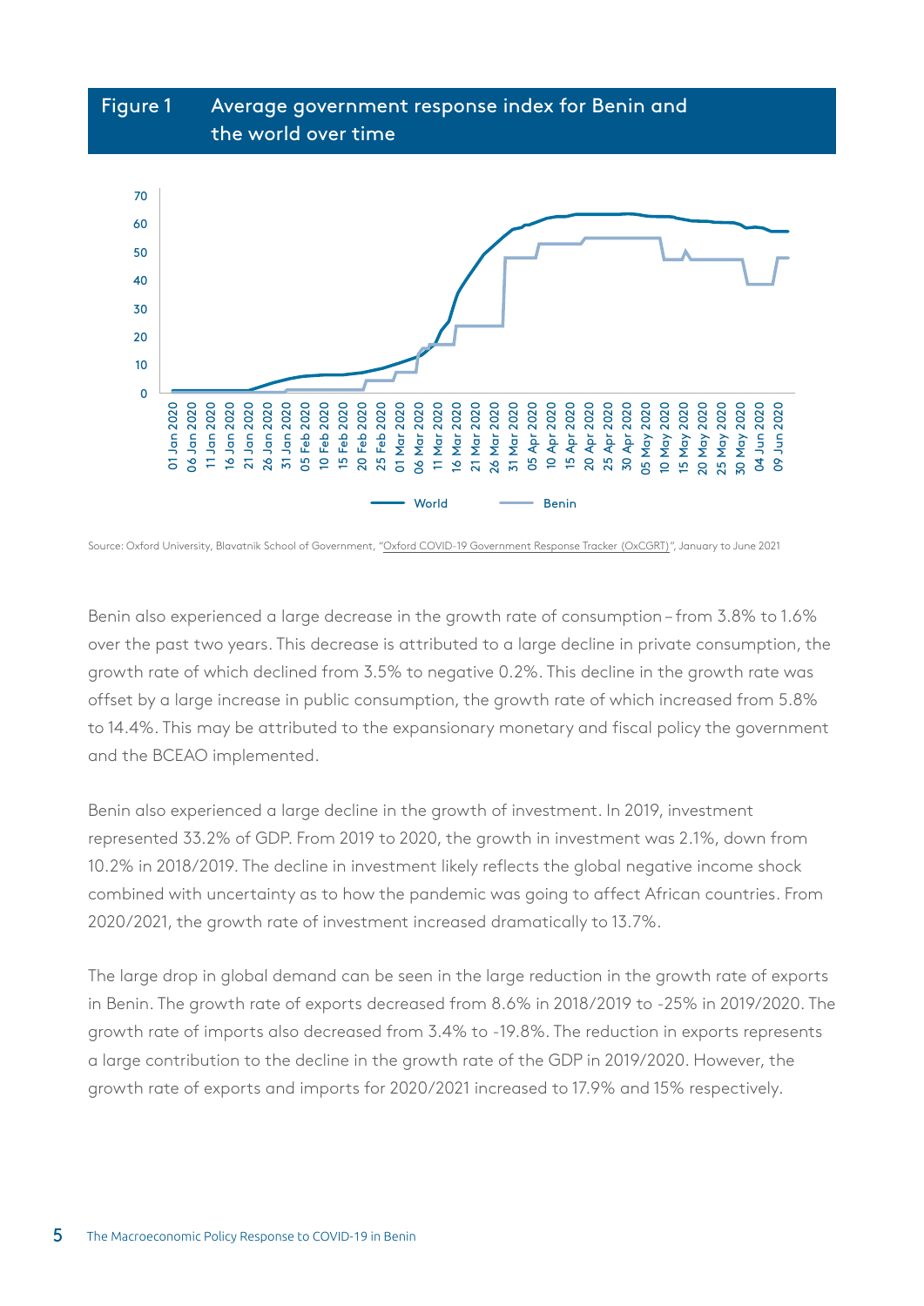**Figure 1** Average government response index for Benin and the world over time

Source: Oxford University, Blavatnik School of Government, "Oxford COVID-19 Government Response Tracker (OxCGRT)", January to June 2021

Benin also experienced a large decrease in the growth rate of consumption – from 3.8% to 1.6% over the past two years. This decrease is attributed to a large decline in private consumption, the growth rate of which declined from 3.5% to negative 0.2%. This decline in the growth rate was offset by a large increase in public consumption, the growth rate of which increased from 5.8% to 14.4%. This may be attributed to the expansionary monetary and fiscal policy the government and the BCEAO implemented.

Benin also experienced a large decline in the growth of investment. In 2019, investment represented 33.2% of GDP. From 2019 to 2020, the growth in investment was 2.1%, down from 10.2% in 2018/2019. The decline in investment likely reflects the global negative income shock combined with uncertainty as to how the pandemic was going to affect African countries. From 2020/2021, the growth rate of investment increased dramatically to 13.7%.

The large drop in global demand can be seen in the large reduction in the growth rate of exports in Benin. The growth rate of exports decreased from 8.6% in 2018/2019 to -25% in 2019/2020. The growth rate of imports also decreased from 3.4% to -19.8%. The reduction in exports represents a large contribution to the decline in the growth rate of the GDP in 2019/2020. However, the growth rate of exports and imports for 2020/2021 increased to 17.9% and 15% respectively.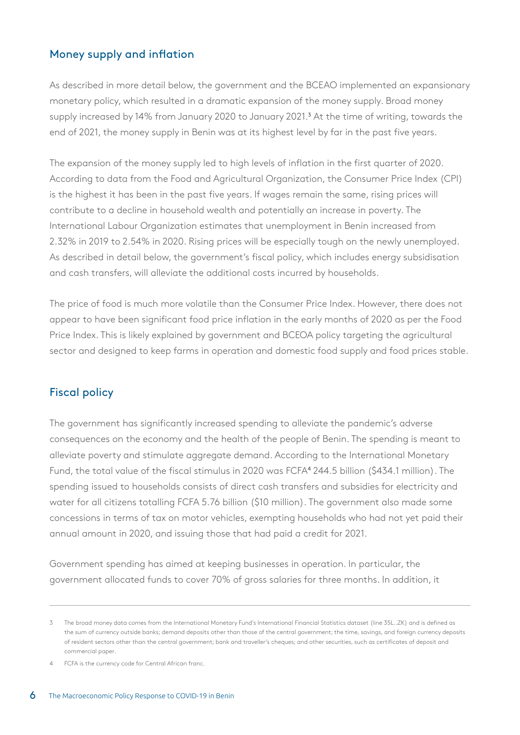## Money supply and inflation

As described in more detail below, the government and the BCEAO implemented an expansionary monetary policy, which resulted in a dramatic expansion of the money supply. Broad money supply increased by 14% from January 2020 to January 2021.[3] At the time of writing, towards the end of 2021, the money supply in Benin was at its highest level by far in the past five years.

The expansion of the money supply led to high levels of inflation in the first quarter of 2020. According to data from the Food and Agricultural Organization, the Consumer Price Index (CPI) is the highest it has been in the past five years. If wages remain the same, rising prices will contribute to a decline in household wealth and potentially an increase in poverty. The International Labour Organization estimates that unemployment in Benin increased from 2.32% in 2019 to 2.54% in 2020. Rising prices will be especially tough on the newly unemployed. As described in detail below, the government's fiscal policy, which includes energy subsidisation and cash transfers, will alleviate the additional costs incurred by households.

The price of food is much more volatile than the Consumer Price Index. However, there does not appear to have been significant food price inflation in the early months of 2020 as per the Food Price Index. This is likely explained by government and BCEOA policy targeting the agricultural sector and designed to keep farms in operation and domestic food supply and food prices stable.

## Fiscal policy

The government has significantly increased spending to alleviate the pandemic's adverse consequences on the economy and the health of the people of Benin. The spending is meant to alleviate poverty and stimulate aggregate demand. According to the International Monetary Fund, the total value of the fiscal stimulus in 2020 was FCFA[4] 244.5 billion ($434.1 million). The spending issued to households consists of direct cash transfers and subsidies for electricity and water for all citizens totalling FCFA 5.76 billion ($10 million). The government also made some concessions in terms of tax on motor vehicles, exempting households who had not yet paid their annual amount in 2020, and issuing those that had paid a credit for 2021.

Government spending has aimed at keeping businesses in operation. In particular, the government allocated funds to cover 70% of gross salaries for three months. In addition, it

---

3 The broad money data comes from the International Monetary Fund's International Financial Statistics dataset (line 35L..ZK) and is defined as the sum of currency outside banks; demand deposits other than those of the central government; the time, savings, and foreign currency deposits of resident sectors other than the central government; bank and traveller's cheques; and other securities, such as certificates of deposit and commercial paper.

4 FCFA is the currency code for Central African franc.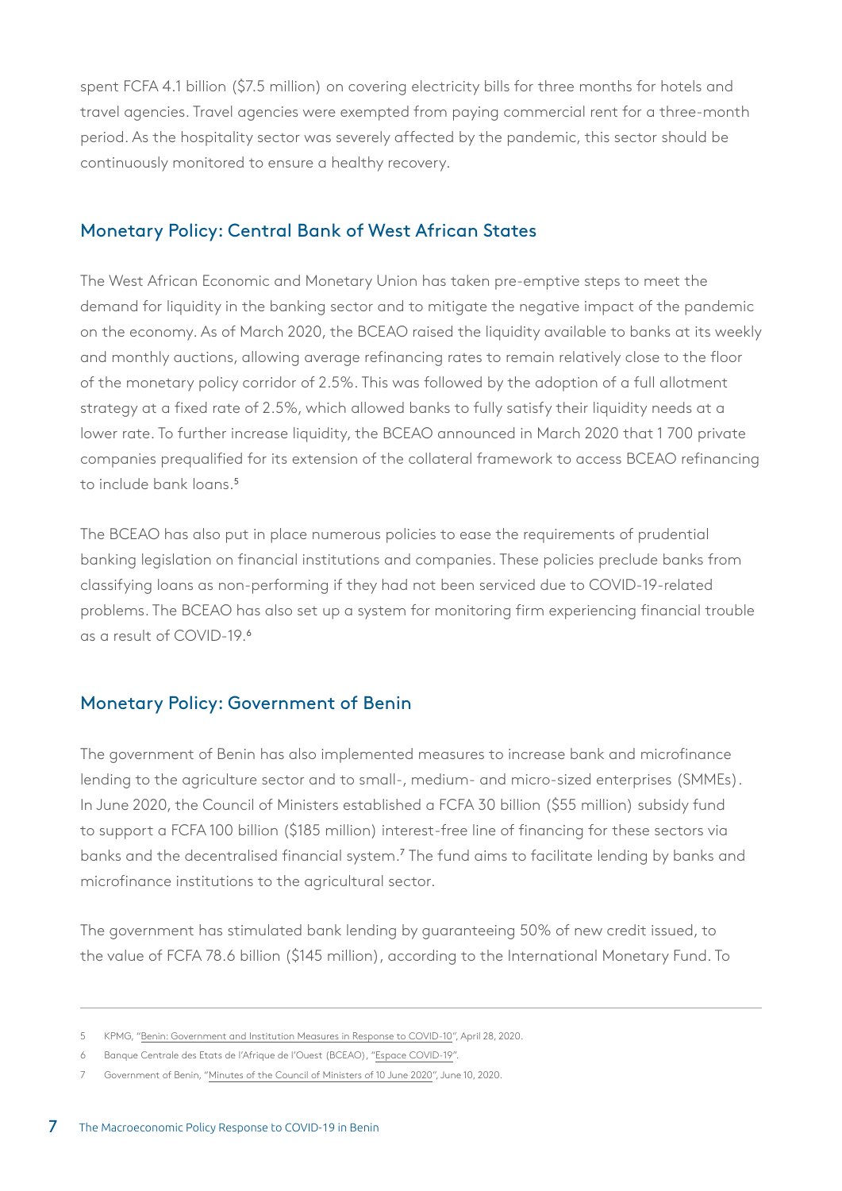spent FCFA 4.1 billion ($7.5 million) on covering electricity bills for three months for hotels and travel agencies. Travel agencies were exempted from paying commercial rent for a three-month period. As the hospitality sector was severely affected by the pandemic, this sector should be continuously monitored to ensure a healthy recovery.

## Monetary Policy: Central Bank of West African States

The West African Economic and Monetary Union has taken pre-emptive steps to meet the demand for liquidity in the banking sector and to mitigate the negative impact of the pandemic on the economy. As of March 2020, the BCEAO raised the liquidity available to banks at its weekly and monthly auctions, allowing average refinancing rates to remain relatively close to the floor of the monetary policy corridor of 2.5%. This was followed by the adoption of a full allotment strategy at a fixed rate of 2.5%, which allowed banks to fully satisfy their liquidity needs at a lower rate. To further increase liquidity, the BCEAO announced in March 2020 that 1 700 private companies prequalified for its extension of the collateral framework to access BCEAO refinancing to include bank loans.[5]

The BCEAO has also put in place numerous policies to ease the requirements of prudential banking legislation on financial institutions and companies. These policies preclude banks from classifying loans as non-performing if they had not been serviced due to COVID-19-related problems. The BCEAO has also set up a system for monitoring firm experiencing financial trouble as a result of COVID-19.[6]

## Monetary Policy: Government of Benin

The government of Benin has also implemented measures to increase bank and microfinance lending to the agriculture sector and to small-, medium- and micro-sized enterprises (SMMEs). In June 2020, the Council of Ministers established a FCFA 30 billion ($55 million) subsidy fund to support a FCFA 100 billion ($185 million) interest-free line of financing for these sectors via banks and the decentralised financial system.[7] The fund aims to facilitate lending by banks and microfinance institutions to the agricultural sector.

The government has stimulated bank lending by guaranteeing 50% of new credit issued, to the value of FCFA 78.6 billion ($145 million), according to the International Monetary Fund. To

---

5 KPMG, "Benin: Government and Institution Measures in Response to COVID-10", April 28, 2020.

6 Banque Centrale des Etats de l'Afrique de l'Ouest (BCEAO), "Espace COVID-19".

7 Government of Benin, "Minutes of the Council of Ministers of 10 June 2020", June 10, 2020.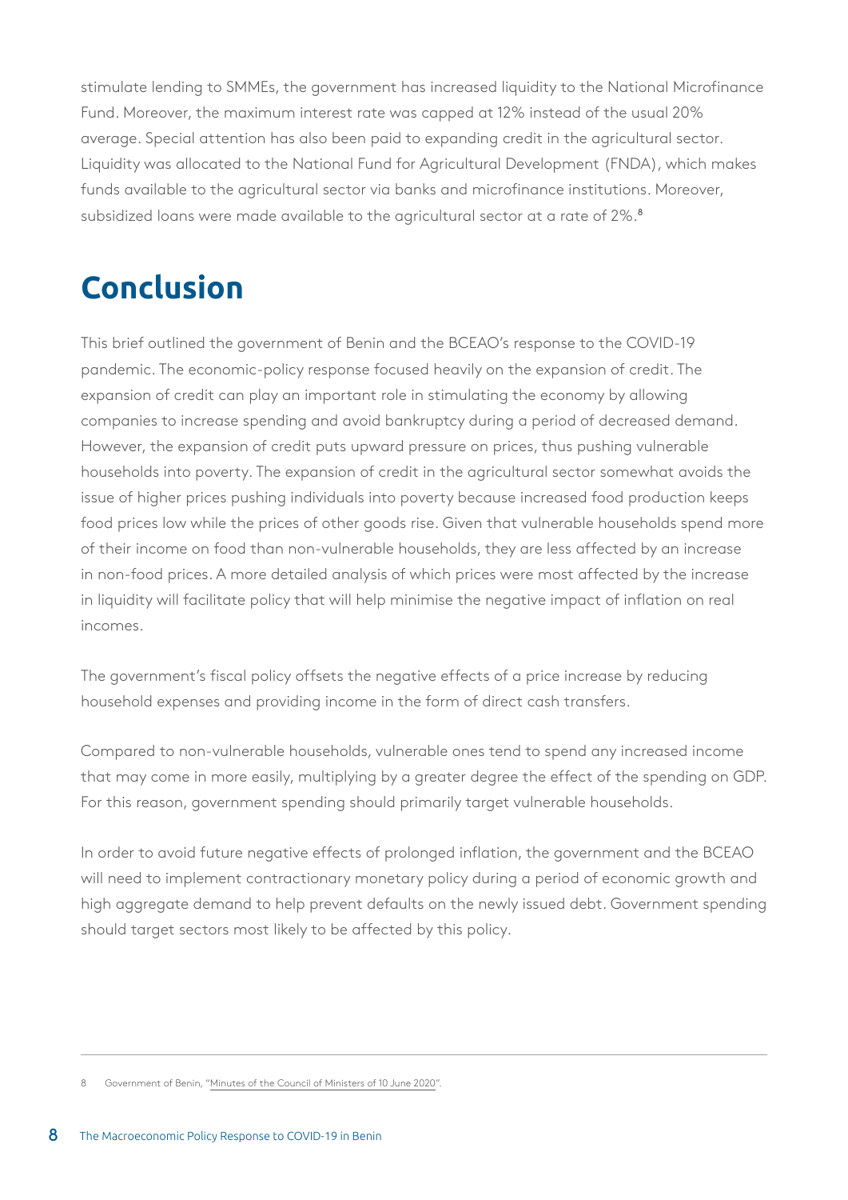stimulate lending to SMMEs, the government has increased liquidity to the National Microfinance Fund. Moreover, the maximum interest rate was capped at 12% instead of the usual 20% average. Special attention has also been paid to expanding credit in the agricultural sector. Liquidity was allocated to the National Fund for Agricultural Development (FNDA), which makes funds available to the agricultural sector via banks and microfinance institutions. Moreover, subsidized loans were made available to the agricultural sector at a rate of 2%.[8]

# Conclusion

This brief outlined the government of Benin and the BCEAO's response to the COVID-19 pandemic. The economic-policy response focused heavily on the expansion of credit. The expansion of credit can play an important role in stimulating the economy by allowing companies to increase spending and avoid bankruptcy during a period of decreased demand. However, the expansion of credit puts upward pressure on prices, thus pushing vulnerable households into poverty. The expansion of credit in the agricultural sector somewhat avoids the issue of higher prices pushing individuals into poverty because increased food production keeps food prices low while the prices of other goods rise. Given that vulnerable households spend more of their income on food than non-vulnerable households, they are less affected by an increase in non-food prices. A more detailed analysis of which prices were most affected by the increase in liquidity will facilitate policy that will help minimise the negative impact of inflation on real incomes.

The government's fiscal policy offsets the negative effects of a price increase by reducing household expenses and providing income in the form of direct cash transfers.

Compared to non-vulnerable households, vulnerable ones tend to spend any increased income that may come in more easily, multiplying by a greater degree the effect of the spending on GDP. For this reason, government spending should primarily target vulnerable households.

In order to avoid future negative effects of prolonged inflation, the government and the BCEAO will need to implement contractionary monetary policy during a period of economic growth and high aggregate demand to help prevent defaults on the newly issued debt. Government spending should target sectors most likely to be affected by this policy.

---

8 Government of Benin, "Minutes of the Council of Ministers of 10 June 2020".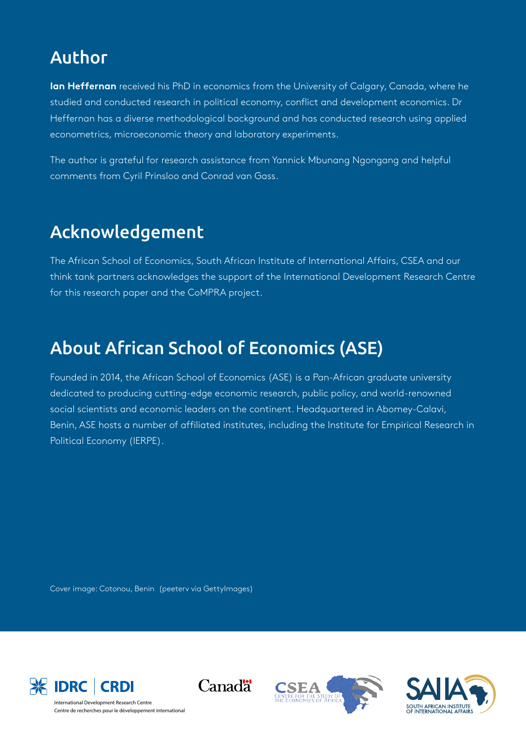## Author

**Ian Heffernan** received his PhD in economics from the University of Calgary, Canada, where he studied and conducted research in political economy, conflict and development economics. Dr Heffernan has a diverse methodological background and has conducted research using applied econometrics, microeconomic theory and laboratory experiments.

The author is grateful for research assistance from Yannick Mbunang Ngongang and helpful comments from Cyril Prinsloo and Conrad van Gass.

## Acknowledgement

The African School of Economics, South African Institute of International Affairs, CSEA and our think tank partners acknowledges the support of the International Development Research Centre for this research paper and the CoMPRA project.

## About African School of Economics (ASE)

Founded in 2014, the African School of Economics (ASE) is a Pan-African graduate university dedicated to producing cutting-edge economic research, public policy, and world-renowned social scientists and economic leaders on the continent. Headquartered in Abomey-Calavi, Benin, ASE hosts a number of affiliated institutes, including the Institute for Empirical Research in Political Economy (IERPE).

Cover image: Cotonou, Benin (peeterv via GettyImages)

IDRC | CRDI
International Development Research Centre
Centre de recherches pour le développement international

Canada

CSEA
CENTRE FOR THE STUDY OF THE ECONOMIES OF AFRICA

SAIIA
SOUTH AFRICAN INSTITUTE OF INTERNATIONAL AFFAIRS